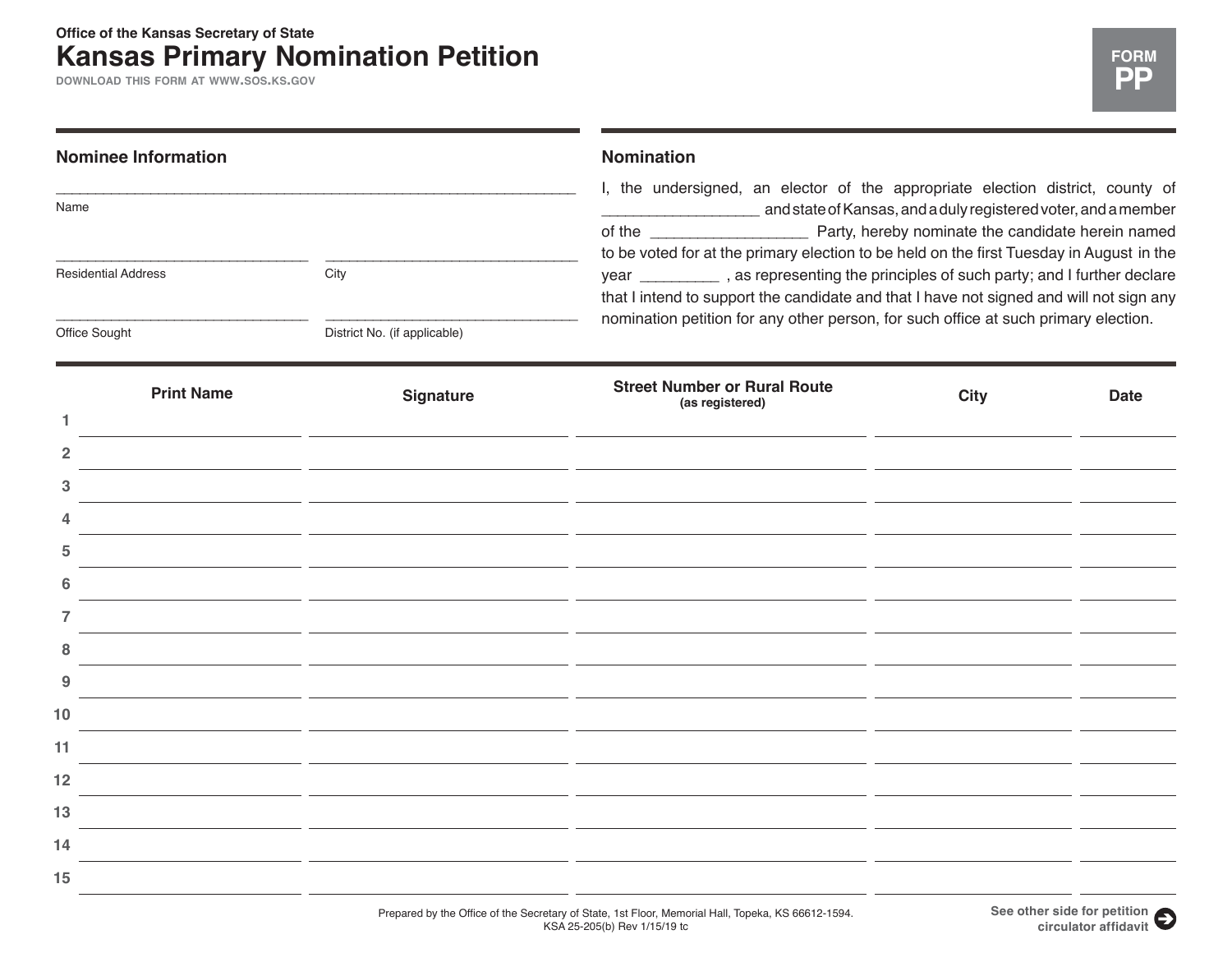Office of the Kansas Secretary of State

# Kansas Primary Nomination Petition

DOWNLOAD THIS FORM AT WWW.SOS.KS.GOV

**FORM PP**

## Nominee Information

_______________________________________________
Name

_______________________ _______________________
Residential Address City

_______________________ _______________________
Office Sought District No. (if applicable)

## Nomination

I, the undersigned, an elector of the appropriate election district, county of _________________ and state of Kansas, and a duly registered voter, and a member of the _________________ Party, hereby nominate the candidate herein named to be voted for at the primary election to be held on the first Tuesday in August in the year _________ , as representing the principles of such party; and I further declare that I intend to support the candidate and that I have not signed and will not sign any nomination petition for any other person, for such office at such primary election.

| | Print Name | Signature | Street Number or Rural Route (as registered) | City | Date |
|---|---|---|---|---|---|
| 1 | | | | | |
| 2 | | | | | |
| 3 | | | | | |
| 4 | | | | | |
| 5 | | | | | |
| 6 | | | | | |
| 7 | | | | | |
| 8 | | | | | |
| 9 | | | | | |
| 10 | | | | | |
| 11 | | | | | |
| 12 | | | | | |
| 13 | | | | | |
| 14 | | | | | |
| 15 | | | | | |

Prepared by the Office of the Secretary of State, 1st Floor, Memorial Hall, Topeka, KS 66612-1594.
KSA 25-205(b) Rev 1/15/19 tc

**See other side for petition circulator affidavit**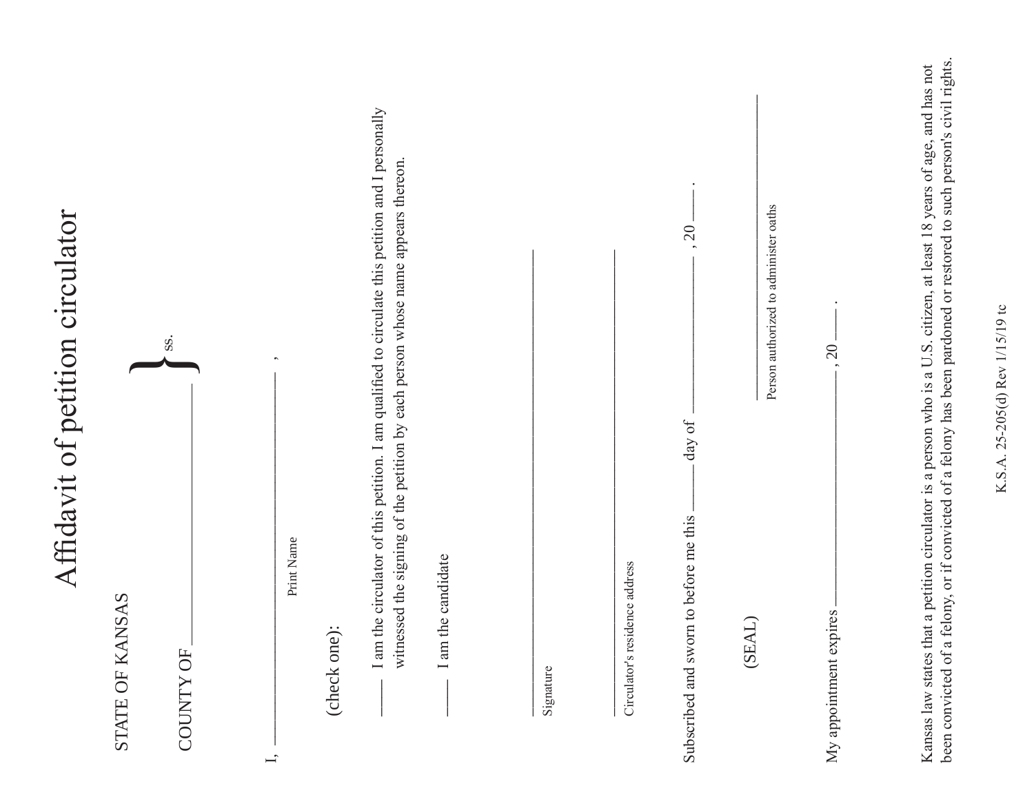# Affidavit of petition circulator

STATE OF KANSAS

COUNTY OF ________________ } ss.

I, ________________________________________ ,
Print Name

(check one):

____ I am the circulator of this petition. I am qualified to circulate this petition and I personally witnessed the signing of the petition by each person whose name appears thereon.

____ I am the candidate

________________________________________
Signature

________________________________________
Circulator's residence address

Subscribed and sworn to before me this ______ day of ________________ , 20 ____ .

(SEAL)

________________________________________
Person authorized to administer oaths

My appointment expires ________________ , 20 ____ .

Kansas law states that a petition circulator is a person who is a U.S. citizen, at least 18 years of age, and has not been convicted of a felony, or if convicted of a felony has been pardoned or restored to such person's civil rights.

K.S.A. 25-205(d) Rev 1/15/19 tc